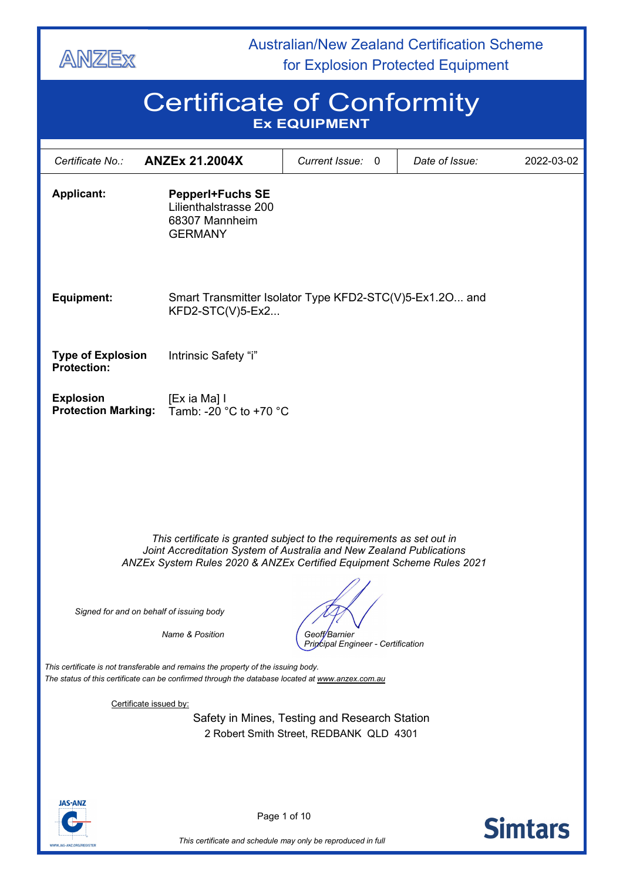ANZEx

Australian/New Zealand Certification Scheme for Explosion Protected Equipment

# Certificate of Conformity

## Ex EQUIPMENT

| Certificate No.: **ANZEx 21.2004X** | Current Issue: 0 | Date of Issue: | 2022-03-02 |
|---|---|---|---|

**Applicant:** **Pepperl+Fuchs SE**
Lilienthalstrasse 200
68307 Mannheim
GERMANY

**Equipment:** Smart Transmitter Isolator Type KFD2-STC(V)5-Ex1.2O... and KFD2-STC(V)5-Ex2...

**Type of Explosion Protection:** Intrinsic Safety “i”

**Explosion Protection Marking:** [Ex ia Ma] I
Tamb: -20 °C to +70 °C

*This certificate is granted subject to the requirements as set out in Joint Accreditation System of Australia and New Zealand Publications ANZEx System Rules 2020 & ANZEx Certified Equipment Scheme Rules 2021*

*Signed for and on behalf of issuing body*

*Name & Position* *Geoff Barnier*
*Principal Engineer - Certification*

*This certificate is not transferable and remains the property of the issuing body.*
*The status of this certificate can be confirmed through the database located at www.anzex.com.au*

Certificate issued by:

Safety in Mines, Testing and Research Station
2 Robert Smith Street, REDBANK QLD 4301

*This certificate and schedule may only be reproduced in full*

Simtars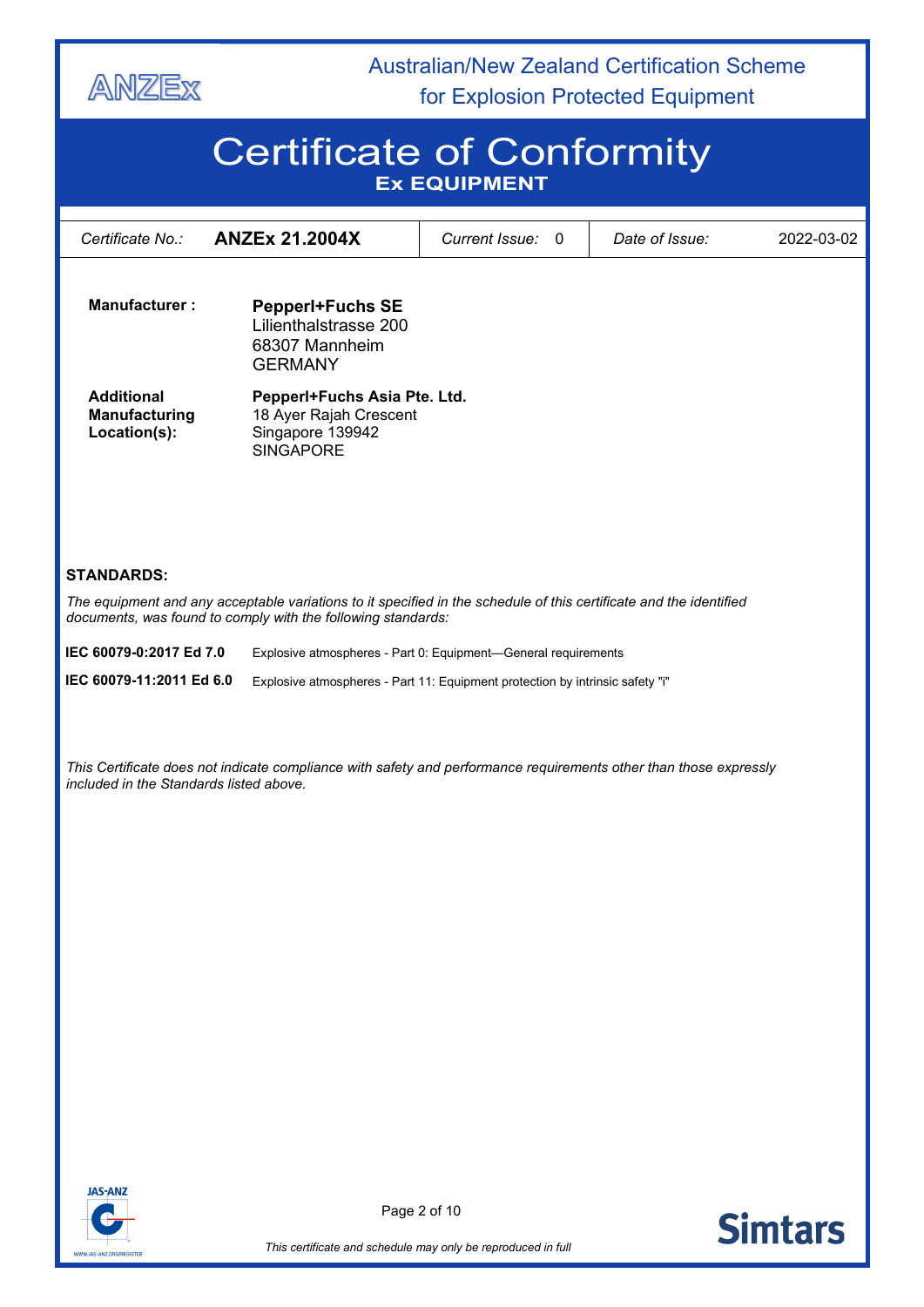ANZEx

Australian/New Zealand Certification Scheme for Explosion Protected Equipment

# Certificate of Conformity

## Ex EQUIPMENT

| *Certificate No.:* | **ANZEx 21.2004X** | *Current Issue:* 0 | *Date of Issue:* | 2022-03-02 |
|---|---|---|---|---|

**Manufacturer :**

**Pepperl+Fuchs SE**
Lilienthalstrasse 200
68307 Mannheim
GERMANY

**Additional Manufacturing Location(s):**

**Pepperl+Fuchs Asia Pte. Ltd.**
18 Ayer Rajah Crescent
Singapore 139942
SINGAPORE

**STANDARDS:**

*The equipment and any acceptable variations to it specified in the schedule of this certificate and the identified documents, was found to comply with the following standards:*

**IEC 60079-0:2017 Ed 7.0** Explosive atmospheres - Part 0: Equipment—General requirements

**IEC 60079-11:2011 Ed 6.0** Explosive atmospheres - Part 11: Equipment protection by intrinsic safety "i"

*This Certificate does not indicate compliance with safety and performance requirements other than those expressly included in the Standards listed above.*

*This certificate and schedule may only be reproduced in full*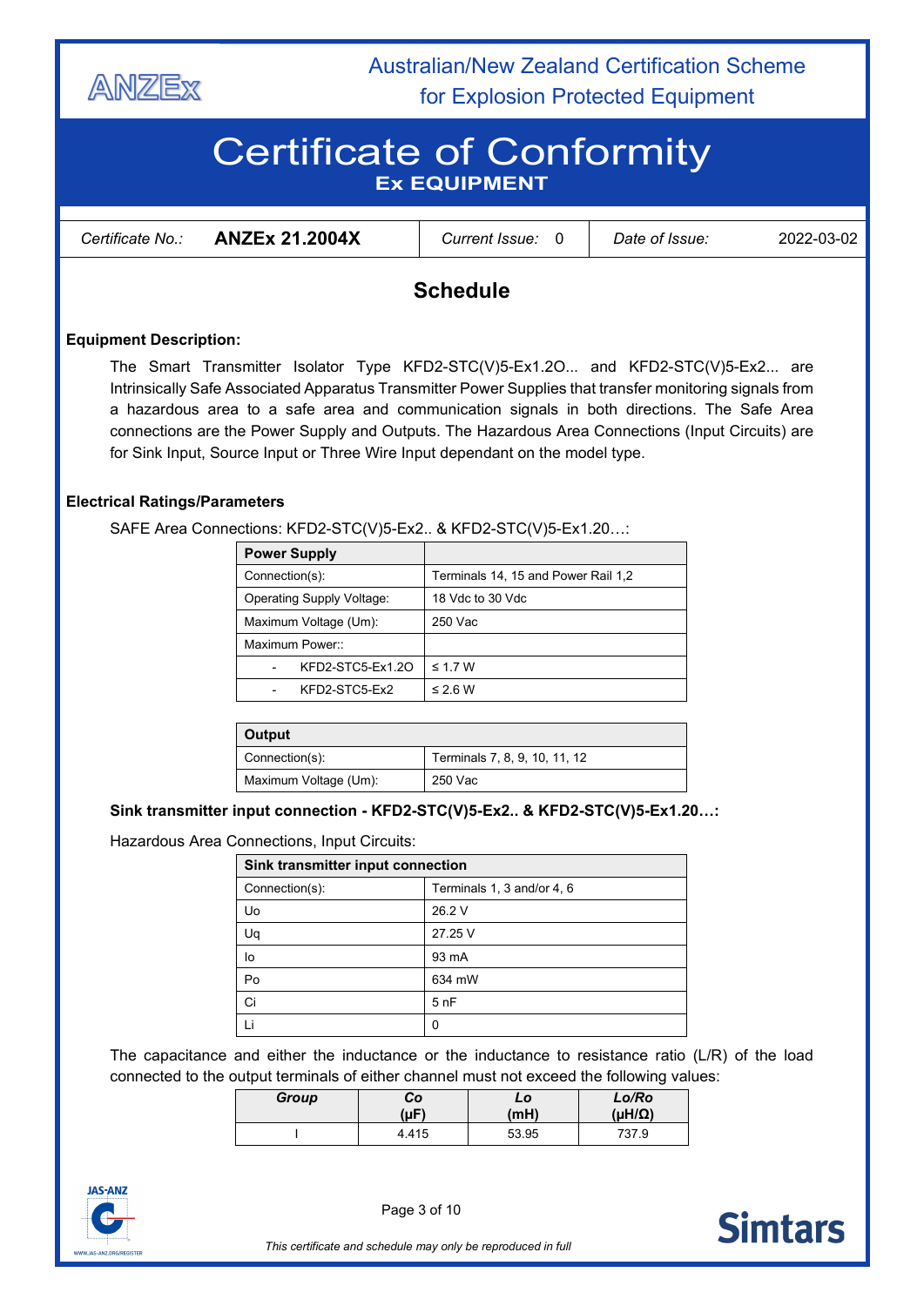# Certificate of Conformity

**Ex EQUIPMENT**

| *Certificate No.:* **ANZEx 21.2004X** | *Current Issue:* 0 | *Date of Issue:* 2022-03-02 |
|---|---|---|

## Schedule

**Equipment Description:**

The Smart Transmitter Isolator Type KFD2-STC(V)5-Ex1.2O... and KFD2-STC(V)5-Ex2... are Intrinsically Safe Associated Apparatus Transmitter Power Supplies that transfer monitoring signals from a hazardous area to a safe area and communication signals in both directions. The Safe Area connections are the Power Supply and Outputs. The Hazardous Area Connections (Input Circuits) are for Sink Input, Source Input or Three Wire Input dependant on the model type.

**Electrical Ratings/Parameters**

SAFE Area Connections: KFD2-STC(V)5-Ex2.. & KFD2-STC(V)5-Ex1.20…:

| **Power Supply** | |
|---|---|
| Connection(s): | Terminals 14, 15 and Power Rail 1,2 |
| Operating Supply Voltage: | 18 Vdc to 30 Vdc |
| Maximum Voltage (Um): | 250 Vac |
| Maximum Power:: | |
| - KFD2-STC5-Ex1.2O | ≤ 1.7 W |
| - KFD2-STC5-Ex2 | ≤ 2.6 W |

| **Output** | |
|---|---|
| Connection(s): | Terminals 7, 8, 9, 10, 11, 12 |
| Maximum Voltage (Um): | 250 Vac |

**Sink transmitter input connection - KFD2-STC(V)5-Ex2.. & KFD2-STC(V)5-Ex1.20…:**

Hazardous Area Connections, Input Circuits:

| **Sink transmitter input connection** | |
|---|---|
| Connection(s): | Terminals 1, 3 and/or 4, 6 |
| Uo | 26.2 V |
| Uq | 27.25 V |
| Io | 93 mA |
| Po | 634 mW |
| Ci | 5 nF |
| Li | 0 |

The capacitance and either the inductance or the inductance to resistance ratio (L/R) of the load connected to the output terminals of either channel must not exceed the following values:

| *Group* | *Co* (μF) | *Lo* (mH) | *Lo/Ro* (μH/Ω) |
|---|---|---|---|
| I | 4.415 | 53.95 | 737.9 |

*This certificate and schedule may only be reproduced in full*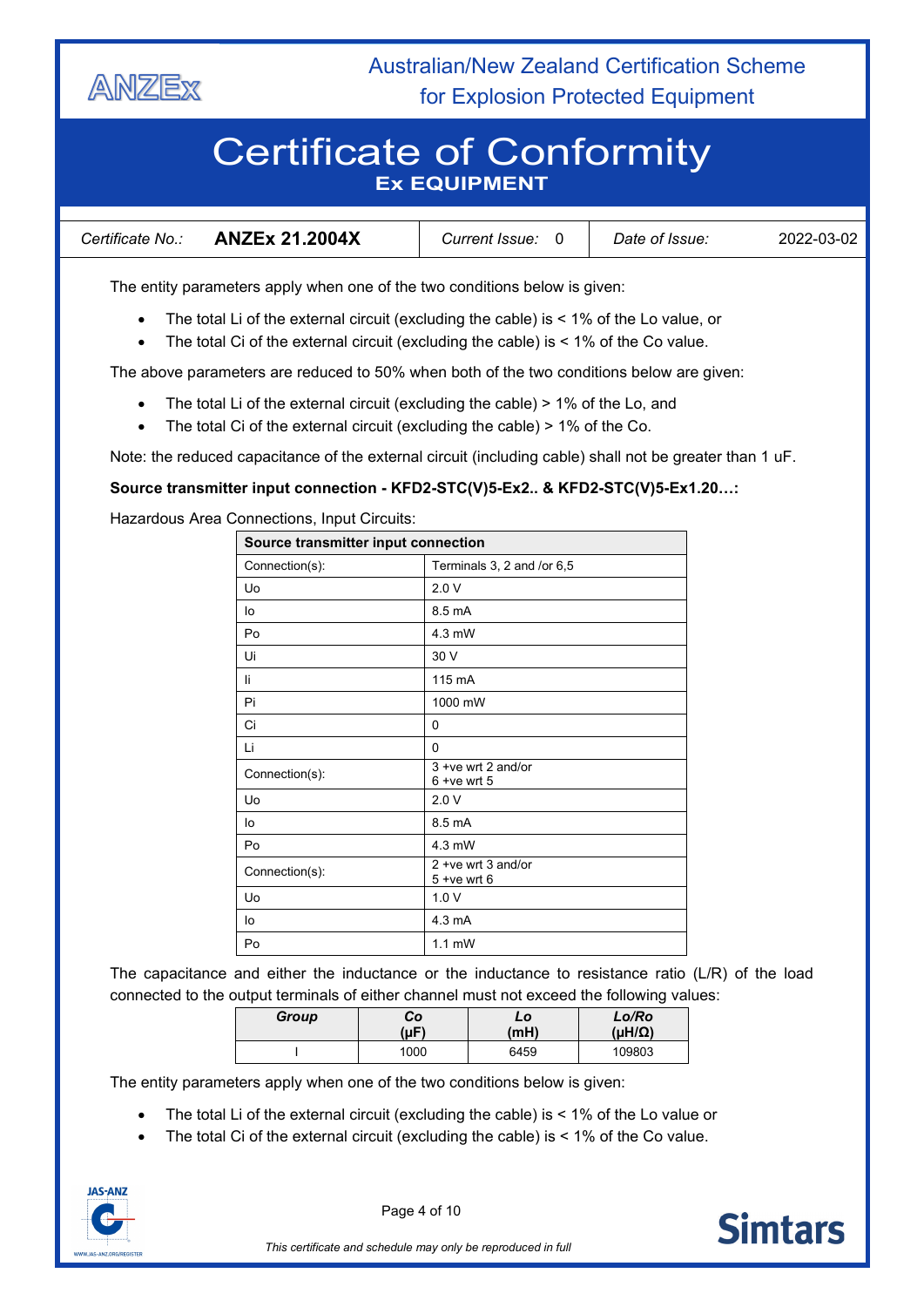The entity parameters apply when one of the two conditions below is given:

- The total Li of the external circuit (excluding the cable) is < 1% of the Lo value, or
- The total Ci of the external circuit (excluding the cable) is < 1% of the Co value.

The above parameters are reduced to 50% when both of the two conditions below are given:

- The total Li of the external circuit (excluding the cable) > 1% of the Lo, and
- The total Ci of the external circuit (excluding the cable) > 1% of the Co.

Note: the reduced capacitance of the external circuit (including cable) shall not be greater than 1 uF.

**Source transmitter input connection - KFD2-STC(V)5-Ex2.. & KFD2-STC(V)5-Ex1.20…:**

Hazardous Area Connections, Input Circuits:

| Source transmitter input connection | |
|---|---|
| Connection(s): | Terminals 3, 2 and /or 6,5 |
| Uo | 2.0 V |
| Io | 8.5 mA |
| Po | 4.3 mW |
| Ui | 30 V |
| Ii | 115 mA |
| Pi | 1000 mW |
| Ci | 0 |
| Li | 0 |
| Connection(s): | 3 +ve wrt 2 and/or 6 +ve wrt 5 |
| Uo | 2.0 V |
| Io | 8.5 mA |
| Po | 4.3 mW |
| Connection(s): | 2 +ve wrt 3 and/or 5 +ve wrt 6 |
| Uo | 1.0 V |
| Io | 4.3 mA |
| Po | 1.1 mW |

The capacitance and either the inductance or the inductance to resistance ratio (L/R) of the load connected to the output terminals of either channel must not exceed the following values:

| *Group* | *Co* (μF) | *Lo* (mH) | *Lo/Ro* (μH/Ω) |
|---|---|---|---|
| I | 1000 | 6459 | 109803 |

The entity parameters apply when one of the two conditions below is given:

- The total Li of the external circuit (excluding the cable) is < 1% of the Lo value or
- The total Ci of the external circuit (excluding the cable) is < 1% of the Co value.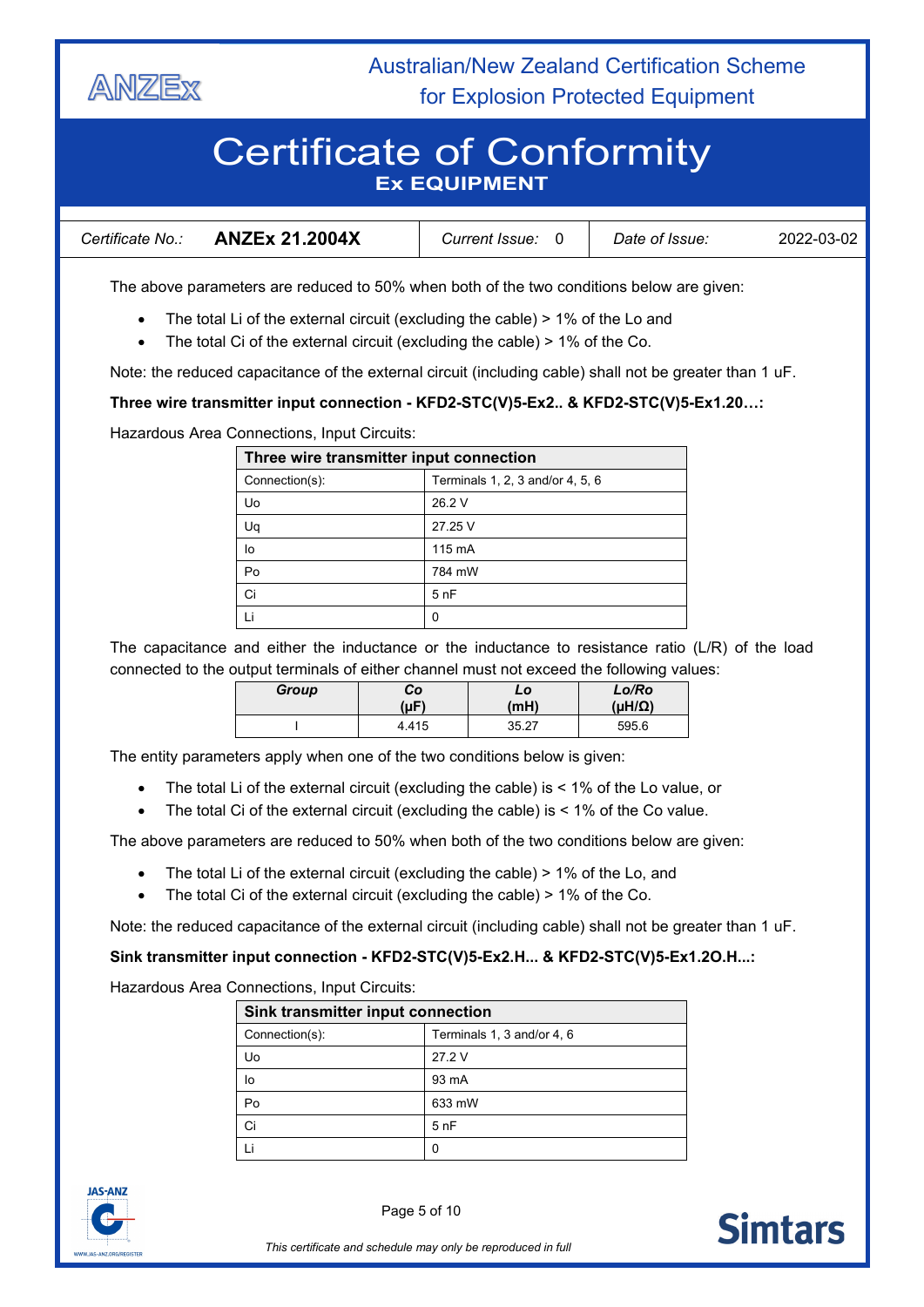The above parameters are reduced to 50% when both of the two conditions below are given:

- The total Li of the external circuit (excluding the cable) > 1% of the Lo and
- The total Ci of the external circuit (excluding the cable) > 1% of the Co.

Note: the reduced capacitance of the external circuit (including cable) shall not be greater than 1 uF.

**Three wire transmitter input connection - KFD2-STC(V)5-Ex2.. & KFD2-STC(V)5-Ex1.20…:**

Hazardous Area Connections, Input Circuits:

| Three wire transmitter input connection | |
|---|---|
| Connection(s): | Terminals 1, 2, 3 and/or 4, 5, 6 |
| Uo | 26.2 V |
| Uq | 27.25 V |
| Io | 115 mA |
| Po | 784 mW |
| Ci | 5 nF |
| Li | 0 |

The capacitance and either the inductance or the inductance to resistance ratio (L/R) of the load connected to the output terminals of either channel must not exceed the following values:

| Group | Co (µF) | Lo (mH) | Lo/Ro (µH/Ω) |
|---|---|---|---|
| I | 4.415 | 35.27 | 595.6 |

The entity parameters apply when one of the two conditions below is given:

- The total Li of the external circuit (excluding the cable) is < 1% of the Lo value, or
- The total Ci of the external circuit (excluding the cable) is < 1% of the Co value.

The above parameters are reduced to 50% when both of the two conditions below are given:

- The total Li of the external circuit (excluding the cable) > 1% of the Lo, and
- The total Ci of the external circuit (excluding the cable) > 1% of the Co.

Note: the reduced capacitance of the external circuit (including cable) shall not be greater than 1 uF.

**Sink transmitter input connection - KFD2-STC(V)5-Ex2.H... & KFD2-STC(V)5-Ex1.2O.H...:**

Hazardous Area Connections, Input Circuits:

| Sink transmitter input connection | |
|---|---|
| Connection(s): | Terminals 1, 3 and/or 4, 6 |
| Uo | 27.2 V |
| Io | 93 mA |
| Po | 633 mW |
| Ci | 5 nF |
| Li | 0 |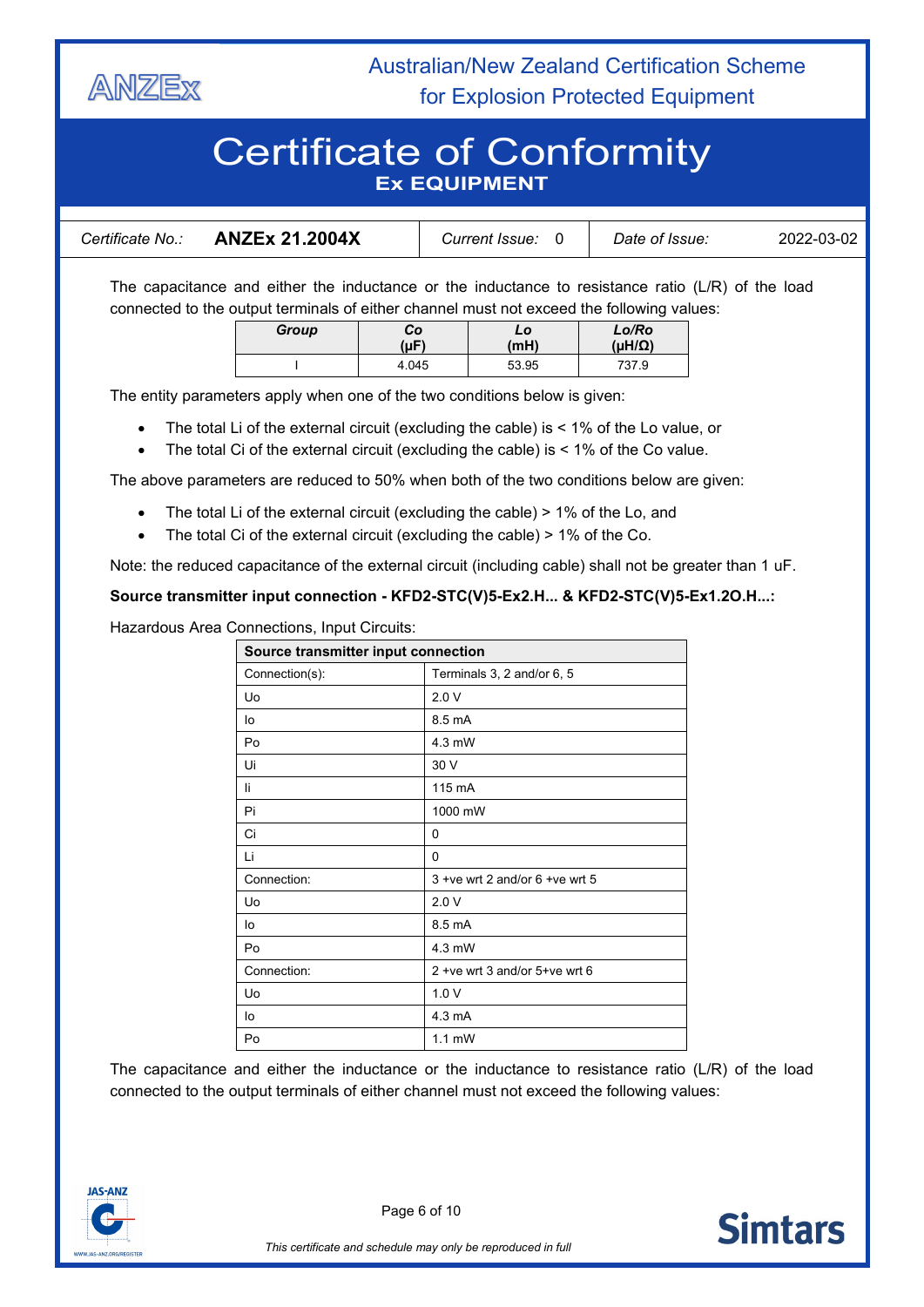The capacitance and either the inductance or the inductance to resistance ratio (L/R) of the load connected to the output terminals of either channel must not exceed the following values:

| Group | Co (µF) | Lo (mH) | Lo/Ro (µH/Ω) |
|---|---|---|---|
| I | 4.045 | 53.95 | 737.9 |

The entity parameters apply when one of the two conditions below is given:

- The total Li of the external circuit (excluding the cable) is < 1% of the Lo value, or
- The total Ci of the external circuit (excluding the cable) is < 1% of the Co value.

The above parameters are reduced to 50% when both of the two conditions below are given:

- The total Li of the external circuit (excluding the cable) > 1% of the Lo, and
- The total Ci of the external circuit (excluding the cable) > 1% of the Co.

Note: the reduced capacitance of the external circuit (including cable) shall not be greater than 1 uF.

**Source transmitter input connection - KFD2-STC(V)5-Ex2.H... & KFD2-STC(V)5-Ex1.2O.H...:**

Hazardous Area Connections, Input Circuits:

| Source transmitter input connection | |
|---|---|
| Connection(s): | Terminals 3, 2 and/or 6, 5 |
| Uo | 2.0 V |
| Io | 8.5 mA |
| Po | 4.3 mW |
| Ui | 30 V |
| Ii | 115 mA |
| Pi | 1000 mW |
| Ci | 0 |
| Li | 0 |
| Connection: | 3 +ve wrt 2 and/or 6 +ve wrt 5 |
| Uo | 2.0 V |
| Io | 8.5 mA |
| Po | 4.3 mW |
| Connection: | 2 +ve wrt 3 and/or 5+ve wrt 6 |
| Uo | 1.0 V |
| Io | 4.3 mA |
| Po | 1.1 mW |

The capacitance and either the inductance or the inductance to resistance ratio (L/R) of the load connected to the output terminals of either channel must not exceed the following values: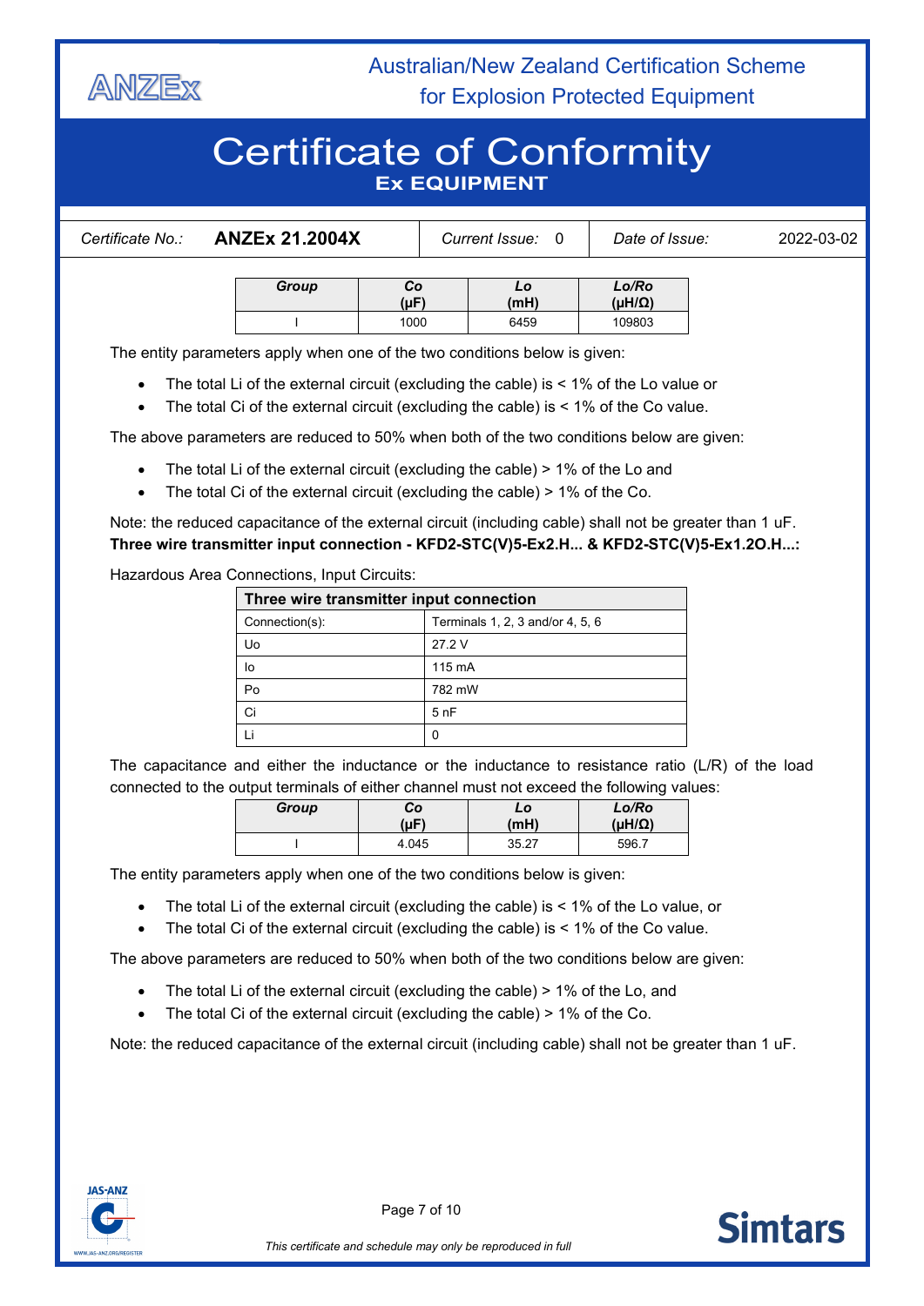| Certificate No.: | ANZEx 21.2004X | Current Issue: 0 | Date of Issue: | 2022-03-02 |
| --- | --- | --- | --- | --- |

| Group | Co (µF) | Lo (mH) | Lo/Ro (µH/Ω) |
| --- | --- | --- | --- |
| I | 1000 | 6459 | 109803 |

The entity parameters apply when one of the two conditions below is given:

- The total Li of the external circuit (excluding the cable) is < 1% of the Lo value or
- The total Ci of the external circuit (excluding the cable) is < 1% of the Co value.

The above parameters are reduced to 50% when both of the two conditions below are given:

- The total Li of the external circuit (excluding the cable) > 1% of the Lo and
- The total Ci of the external circuit (excluding the cable) > 1% of the Co.

Note: the reduced capacitance of the external circuit (including cable) shall not be greater than 1 uF.

**Three wire transmitter input connection - KFD2-STC(V)5-Ex2.H... & KFD2-STC(V)5-Ex1.2O.H...:**

Hazardous Area Connections, Input Circuits:

| Three wire transmitter input connection | |
| --- | --- |
| Connection(s): | Terminals 1, 2, 3 and/or 4, 5, 6 |
| Uo | 27.2 V |
| Io | 115 mA |
| Po | 782 mW |
| Ci | 5 nF |
| Li | 0 |

The capacitance and either the inductance or the inductance to resistance ratio (L/R) of the load connected to the output terminals of either channel must not exceed the following values:

| Group | Co (µF) | Lo (mH) | Lo/Ro (µH/Ω) |
| --- | --- | --- | --- |
| I | 4.045 | 35.27 | 596.7 |

The entity parameters apply when one of the two conditions below is given:

- The total Li of the external circuit (excluding the cable) is < 1% of the Lo value, or
- The total Ci of the external circuit (excluding the cable) is < 1% of the Co value.

The above parameters are reduced to 50% when both of the two conditions below are given:

- The total Li of the external circuit (excluding the cable) > 1% of the Lo, and
- The total Ci of the external circuit (excluding the cable) > 1% of the Co.

Note: the reduced capacitance of the external circuit (including cable) shall not be greater than 1 uF.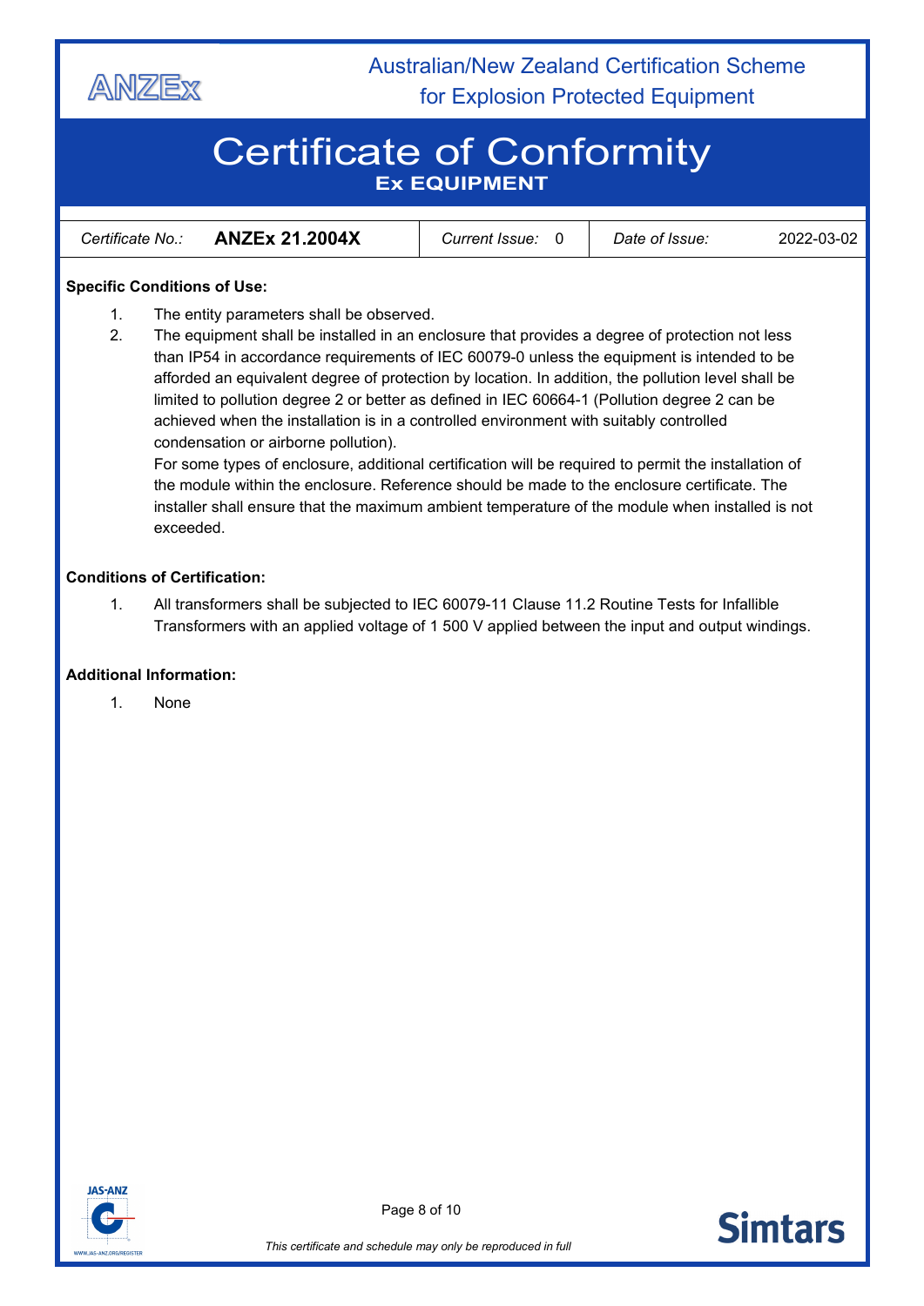Certificate No.: **ANZEx 21.2004X** | Current Issue: 0 | Date of Issue: 2022-03-02

**Specific Conditions of Use:**

1. The entity parameters shall be observed.
2. The equipment shall be installed in an enclosure that provides a degree of protection not less than IP54 in accordance requirements of IEC 60079-0 unless the equipment is intended to be afforded an equivalent degree of protection by location. In addition, the pollution level shall be limited to pollution degree 2 or better as defined in IEC 60664-1 (Pollution degree 2 can be achieved when the installation is in a controlled environment with suitably controlled condensation or airborne pollution).
   For some types of enclosure, additional certification will be required to permit the installation of the module within the enclosure. Reference should be made to the enclosure certificate. The installer shall ensure that the maximum ambient temperature of the module when installed is not exceeded.

**Conditions of Certification:**

1. All transformers shall be subjected to IEC 60079-11 Clause 11.2 Routine Tests for Infallible Transformers with an applied voltage of 1 500 V applied between the input and output windings.

**Additional Information:**

1. None

*This certificate and schedule may only be reproduced in full*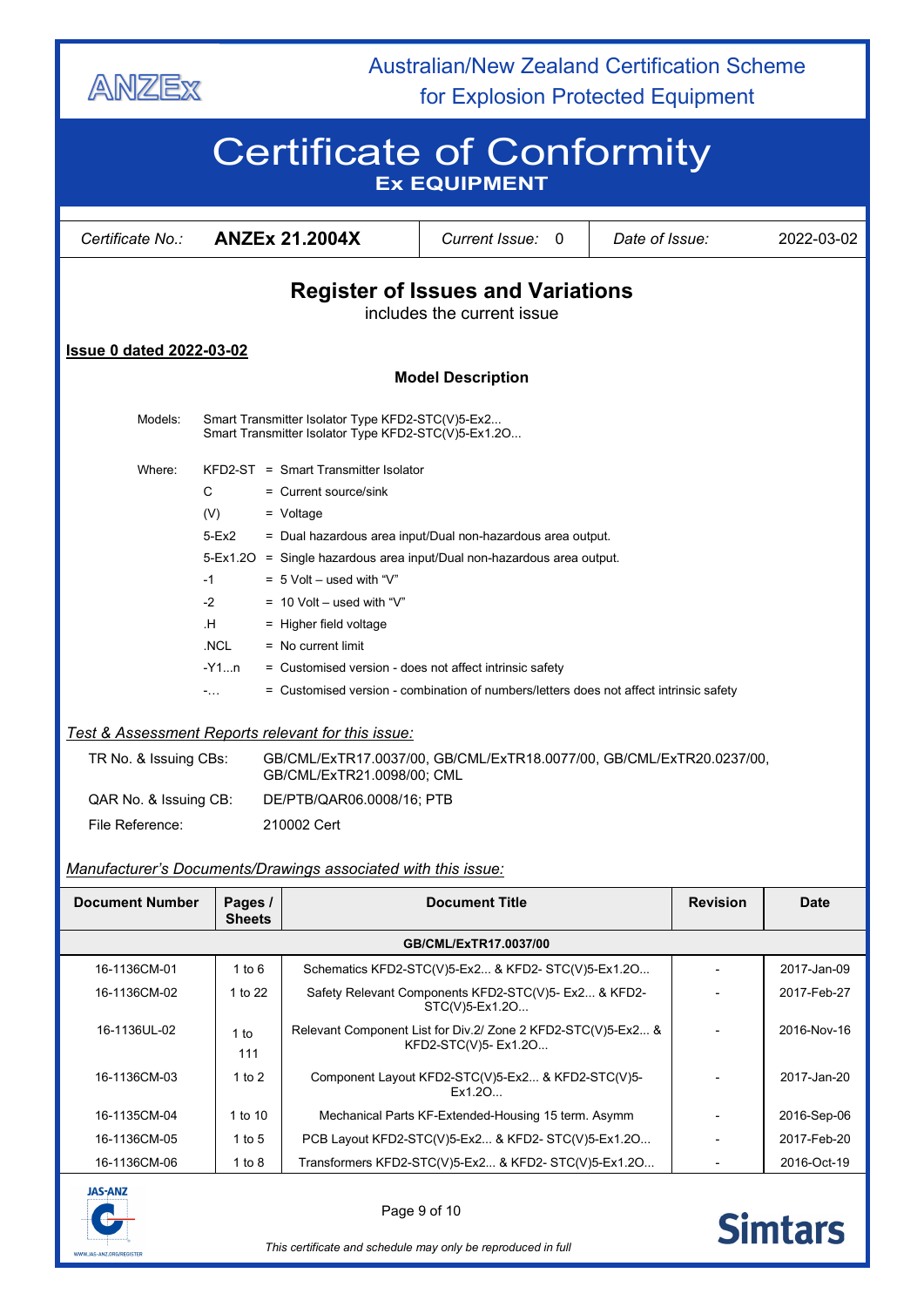| Certificate No.: | ANZEx 21.2004X | Current Issue: 0 | Date of Issue: | 2022-03-02 |
|---|---|---|---|---|

## Register of Issues and Variations

includes the current issue

**Issue 0 dated 2022-03-02**

**Model Description**

Models: Smart Transmitter Isolator Type KFD2-STC(V)5-Ex2...
Smart Transmitter Isolator Type KFD2-STC(V)5-Ex1.2O...

Where:

| | |
|---|---|
| KFD2-ST | = Smart Transmitter Isolator |
| C | = Current source/sink |
| (V) | = Voltage |
| 5-Ex2 | = Dual hazardous area input/Dual non-hazardous area output. |
| 5-Ex1.2O | = Single hazardous area input/Dual non-hazardous area output. |
| -1 | = 5 Volt – used with "V" |
| -2 | = 10 Volt – used with "V" |
| .H | = Higher field voltage |
| .NCL | = No current limit |
| -Y1...n | = Customised version - does not affect intrinsic safety |
| -... | = Customised version - combination of numbers/letters does not affect intrinsic safety |

*Test & Assessment Reports relevant for this issue:*

TR No. & Issuing CBs: GB/CML/ExTR17.0037/00, GB/CML/ExTR18.0077/00, GB/CML/ExTR20.0237/00, GB/CML/ExTR21.0098/00; CML

QAR No. & Issuing CB: DE/PTB/QAR06.0008/16; PTB

File Reference: 210002 Cert

*Manufacturer's Documents/Drawings associated with this issue:*

| Document Number | Pages / Sheets | Document Title | Revision | Date |
|---|---|---|---|---|
| **GB/CML/ExTR17.0037/00** | | | | |
| 16-1136CM-01 | 1 to 6 | Schematics KFD2-STC(V)5-Ex2... & KFD2- STC(V)5-Ex1.2O... | - | 2017-Jan-09 |
| 16-1136CM-02 | 1 to 22 | Safety Relevant Components KFD2-STC(V)5- Ex2... & KFD2-STC(V)5-Ex1.2O... | - | 2017-Feb-27 |
| 16-1136UL-02 | 1 to 111 | Relevant Component List for Div.2/ Zone 2 KFD2-STC(V)5-Ex2... & KFD2-STC(V)5- Ex1.2O... | - | 2016-Nov-16 |
| 16-1136CM-03 | 1 to 2 | Component Layout KFD2-STC(V)5-Ex2... & KFD2-STC(V)5-Ex1.2O... | - | 2017-Jan-20 |
| 16-1135CM-04 | 1 to 10 | Mechanical Parts KF-Extended-Housing 15 term. Asymm | - | 2016-Sep-06 |
| 16-1136CM-05 | 1 to 5 | PCB Layout KFD2-STC(V)5-Ex2... & KFD2- STC(V)5-Ex1.2O... | - | 2017-Feb-20 |
| 16-1136CM-06 | 1 to 8 | Transformers KFD2-STC(V)5-Ex2... & KFD2- STC(V)5-Ex1.2O... | - | 2016-Oct-19 |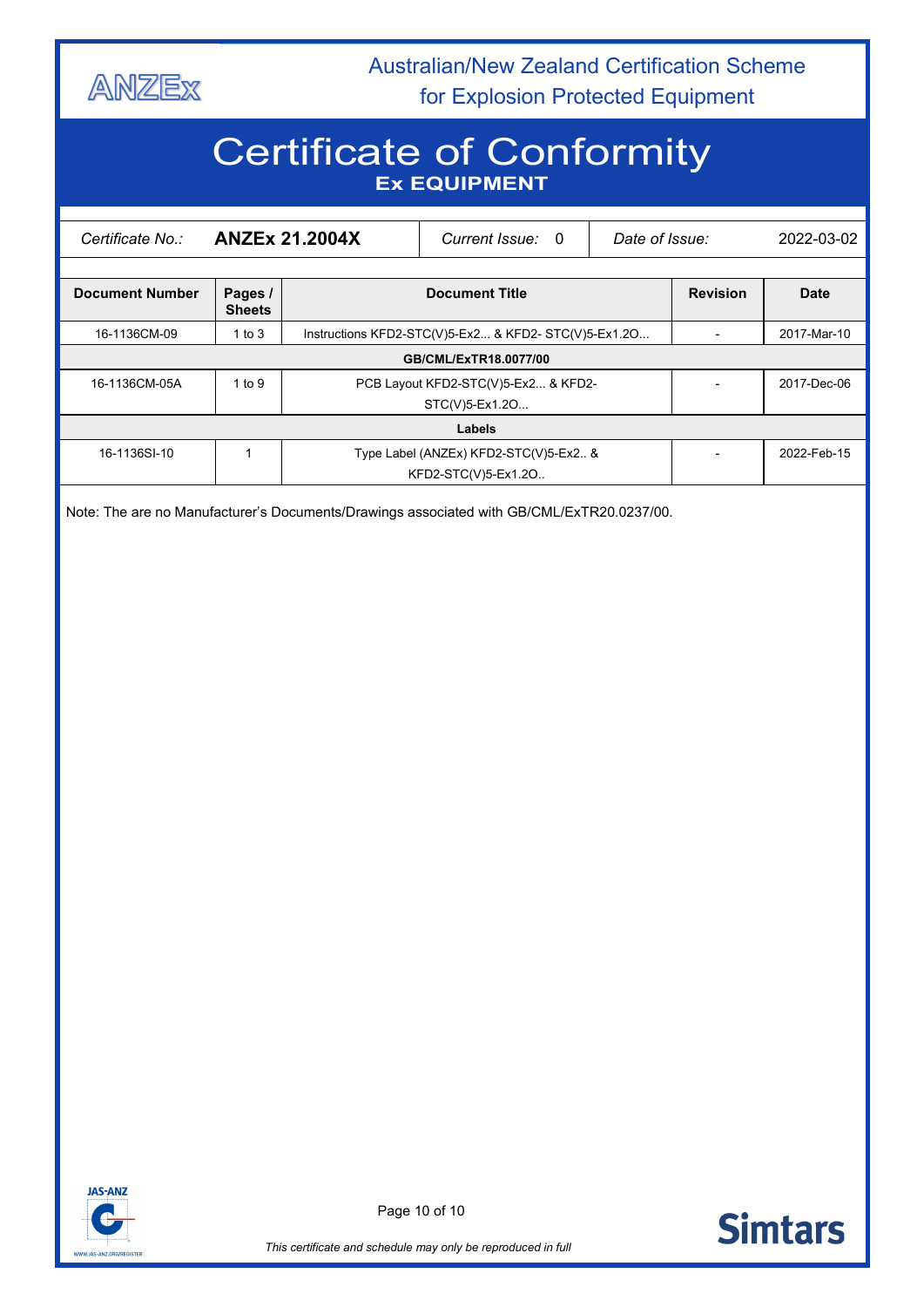| Certificate No.: | ANZEx 21.2004X | Current Issue: 0 | Date of Issue: | 2022-03-02 |
|---|---|---|---|---|

| Document Number | Pages / Sheets | Document Title | Revision | Date |
|---|---|---|---|---|
| 16-1136CM-09 | 1 to 3 | Instructions KFD2-STC(V)5-Ex2... & KFD2- STC(V)5-Ex1.2O... | - | 2017-Mar-10 |
| **GB/CML/ExTR18.0077/00** | | | | |
| 16-1136CM-05A | 1 to 9 | PCB Layout KFD2-STC(V)5-Ex2... & KFD2-STC(V)5-Ex1.2O... | - | 2017-Dec-06 |
| **Labels** | | | | |
| 16-1136SI-10 | 1 | Type Label (ANZEx) KFD2-STC(V)5-Ex2.. & KFD2-STC(V)5-Ex1.2O.. | - | 2022-Feb-15 |

Note: The are no Manufacturer's Documents/Drawings associated with GB/CML/ExTR20.0237/00.

*This certificate and schedule may only be reproduced in full*